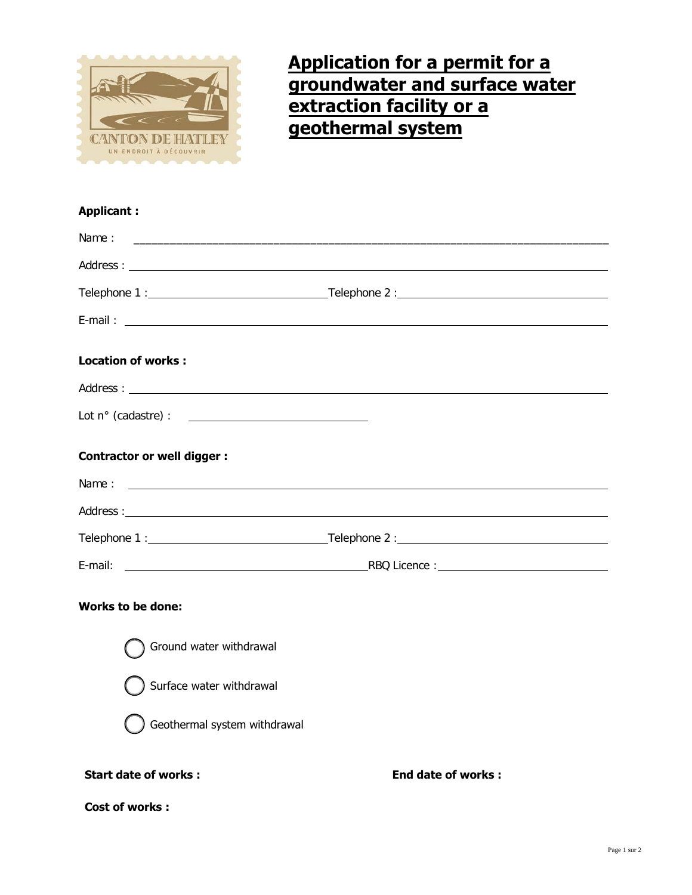# Application for a permit for a groundwater and surface water extraction facility or a geothermal system

**Applicant :**

Name : ______________________________

Address : ______________________________

Telephone 1 : ______________ Telephone 2 : ______________

E-mail : ______________________________

**Location of works :**

Address : ______________________________

Lot n° (cadastre) : ______________

**Contractor or well digger :**

Name : ______________________________

Address : ______________________________

Telephone 1 : ______________ Telephone 2 : ______________

E-mail: ______________ RBQ Licence : ______________

**Works to be done:**

- ◯ Ground water withdrawal
- ◯ Surface water withdrawal
- ◯ Geothermal system withdrawal

**Start date of works :** **End date of works :**

**Cost of works :**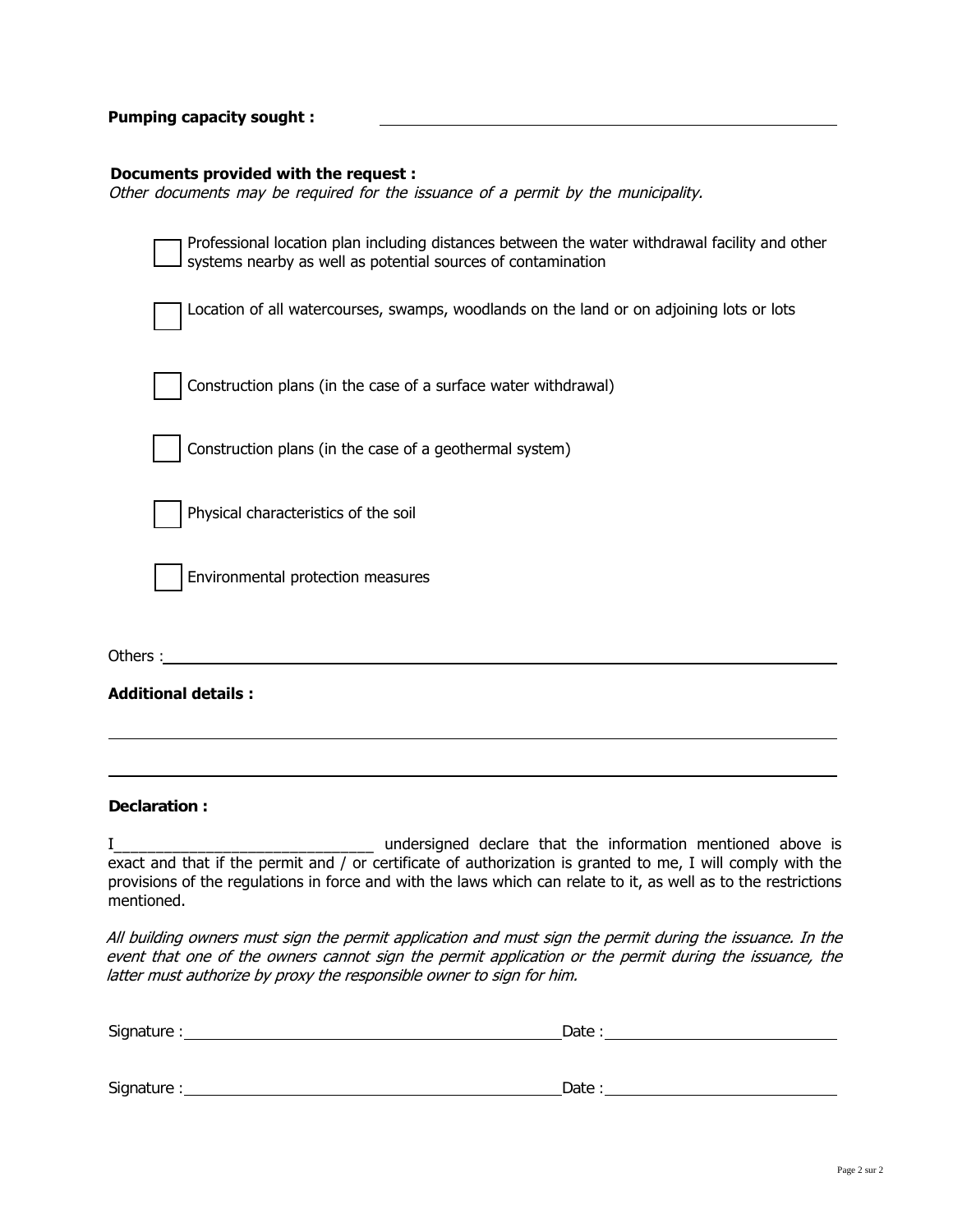**Pumping capacity sought :** ______________________________

**Documents provided with the request :**
*Other documents may be required for the issuance of a permit by the municipality.*

- ☐ Professional location plan including distances between the water withdrawal facility and other systems nearby as well as potential sources of contamination
- ☐ Location of all watercourses, swamps, woodlands on the land or on adjoining lots or lots
- ☐ Construction plans (in the case of a surface water withdrawal)
- ☐ Construction plans (in the case of a geothermal system)
- ☐ Physical characteristics of the soil
- ☐ Environmental protection measures

Others : ______________________________

**Additional details :**

______________________________

______________________________

**Declaration :**

I______________________________ undersigned declare that the information mentioned above is exact and that if the permit and / or certificate of authorization is granted to me, I will comply with the provisions of the regulations in force and with the laws which can relate to it, as well as to the restrictions mentioned.

*All building owners must sign the permit application and must sign the permit during the issuance. In the event that one of the owners cannot sign the permit application or the permit during the issuance, the latter must authorize by proxy the responsible owner to sign for him.*

Signature : ______________________________ Date : ______________________________

Signature : ______________________________ Date : ______________________________